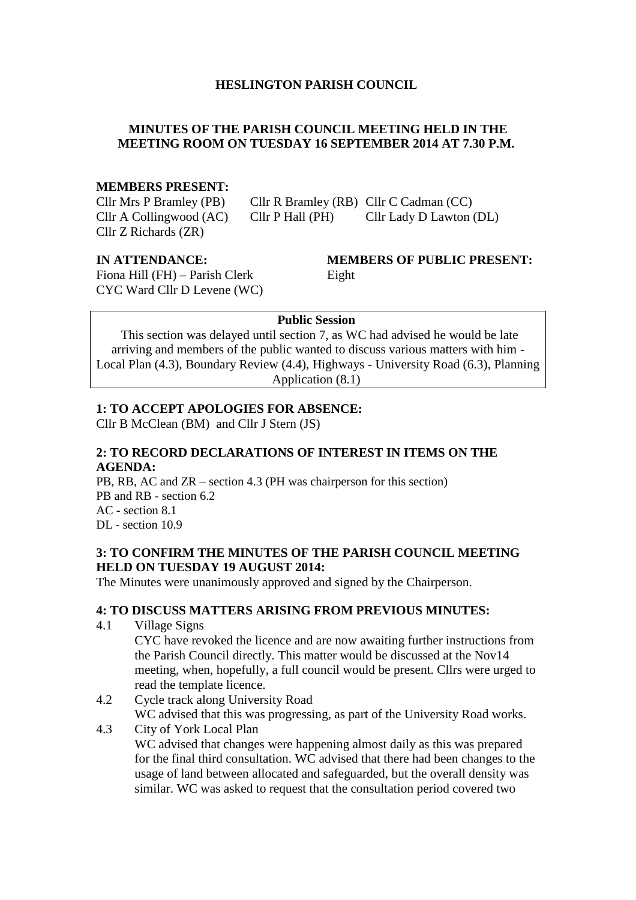**HESLINGTON PARISH COUNCIL**

**MINUTES OF THE PARISH COUNCIL MEETING HELD IN THE MEETING ROOM ON TUESDAY 16 SEPTEMBER 2014 AT 7.30 P.M.**

**MEMBERS PRESENT:**

Cllr Mrs P Bramley (PB) Cllr R Bramley (RB) Cllr C Cadman (CC)
Cllr A Collingwood (AC) Cllr P Hall (PH) Cllr Lady D Lawton (DL)
Cllr Z Richards (ZR)

**IN ATTENDANCE:**

Fiona Hill (FH) – Parish Clerk
CYC Ward Cllr D Levene (WC)

**MEMBERS OF PUBLIC PRESENT:**

Eight

**Public Session**

This section was delayed until section 7, as WC had advised he would be late arriving and members of the public wanted to discuss various matters with him - Local Plan (4.3), Boundary Review (4.4), Highways - University Road (6.3), Planning Application (8.1)

**1: TO ACCEPT APOLOGIES FOR ABSENCE:**

Cllr B McClean (BM) and Cllr J Stern (JS)

**2: TO RECORD DECLARATIONS OF INTEREST IN ITEMS ON THE AGENDA:**

PB, RB, AC and ZR – section 4.3 (PH was chairperson for this section)
PB and RB - section 6.2
AC - section 8.1
DL - section 10.9

**3: TO CONFIRM THE MINUTES OF THE PARISH COUNCIL MEETING HELD ON TUESDAY 19 AUGUST 2014:**

The Minutes were unanimously approved and signed by the Chairperson.

**4: TO DISCUSS MATTERS ARISING FROM PREVIOUS MINUTES:**

4.1 Village Signs
CYC have revoked the licence and are now awaiting further instructions from the Parish Council directly. This matter would be discussed at the Nov14 meeting, when, hopefully, a full council would be present. Cllrs were urged to read the template licence.

4.2 Cycle track along University Road
WC advised that this was progressing, as part of the University Road works.

4.3 City of York Local Plan
WC advised that changes were happening almost daily as this was prepared for the final third consultation. WC advised that there had been changes to the usage of land between allocated and safeguarded, but the overall density was similar. WC was asked to request that the consultation period covered two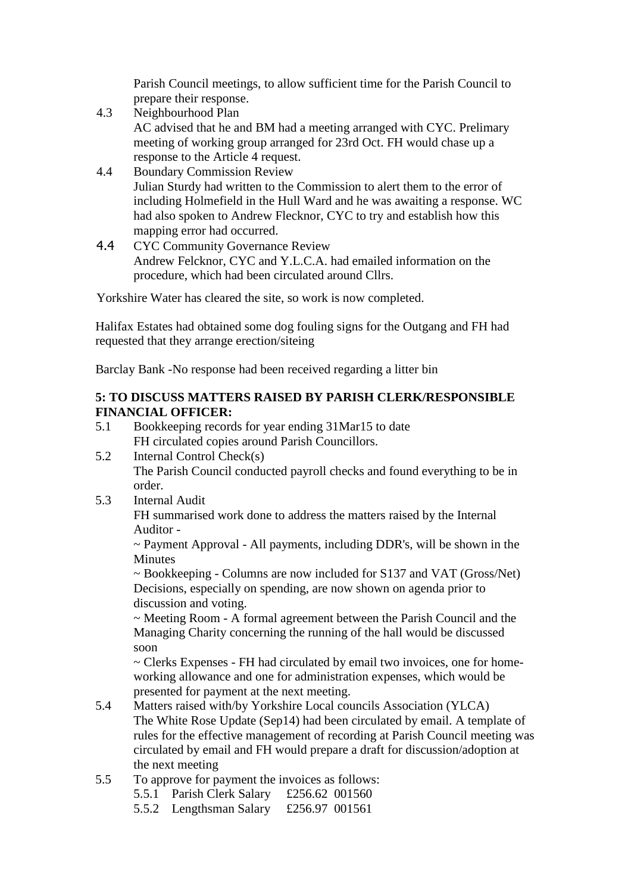Parish Council meetings, to allow sufficient time for the Parish Council to prepare their response.

4.3 Neighbourhood Plan
AC advised that he and BM had a meeting arranged with CYC. Prelimary meeting of working group arranged for 23rd Oct. FH would chase up a response to the Article 4 request.

4.4 Boundary Commission Review
Julian Sturdy had written to the Commission to alert them to the error of including Holmefield in the Hull Ward and he was awaiting a response. WC had also spoken to Andrew Flecknor, CYC to try and establish how this mapping error had occurred.

4.4 CYC Community Governance Review
Andrew Felcknor, CYC and Y.L.C.A. had emailed information on the procedure, which had been circulated around Cllrs.

Yorkshire Water has cleared the site, so work is now completed.

Halifax Estates had obtained some dog fouling signs for the Outgang and FH had requested that they arrange erection/siteing

Barclay Bank -No response had been received regarding a litter bin

**5: TO DISCUSS MATTERS RAISED BY PARISH CLERK/RESPONSIBLE FINANCIAL OFFICER:**

5.1 Bookkeeping records for year ending 31Mar15 to date
FH circulated copies around Parish Councillors.

5.2 Internal Control Check(s)
The Parish Council conducted payroll checks and found everything to be in order.

5.3 Internal Audit
FH summarised work done to address the matters raised by the Internal Auditor -
~ Payment Approval - All payments, including DDR's, will be shown in the Minutes
~ Bookkeeping - Columns are now included for S137 and VAT (Gross/Net) Decisions, especially on spending, are now shown on agenda prior to discussion and voting.
~ Meeting Room - A formal agreement between the Parish Council and the Managing Charity concerning the running of the hall would be discussed soon
~ Clerks Expenses - FH had circulated by email two invoices, one for home-working allowance and one for administration expenses, which would be presented for payment at the next meeting.

5.4 Matters raised with/by Yorkshire Local councils Association (YLCA)
The White Rose Update (Sep14) had been circulated by email. A template of rules for the effective management of recording at Parish Council meeting was circulated by email and FH would prepare a draft for discussion/adoption at the next meeting

5.5 To approve for payment the invoices as follows:
5.5.1 Parish Clerk Salary £256.62 001560
5.5.2 Lengthsman Salary £256.97 001561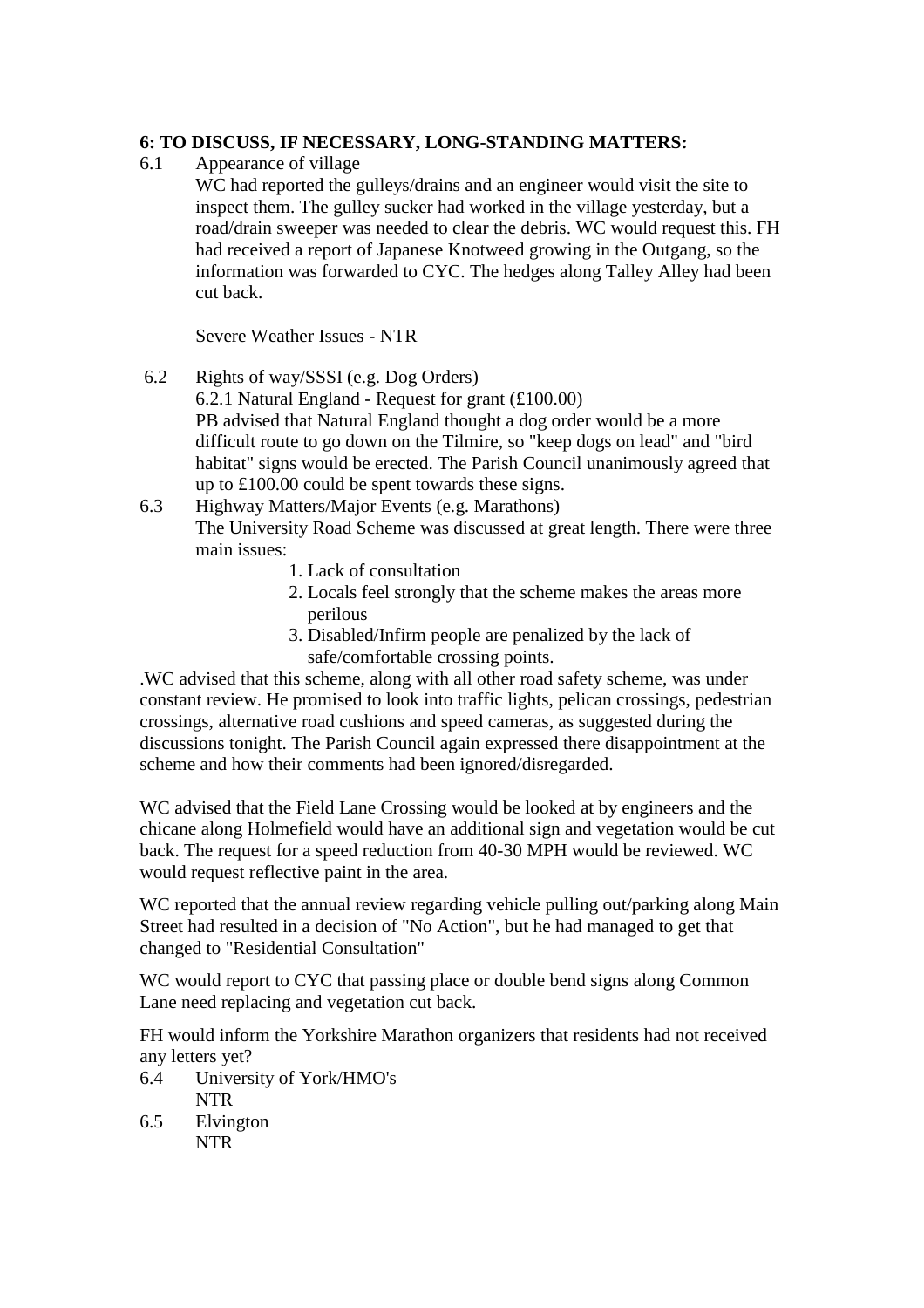**6: TO DISCUSS, IF NECESSARY, LONG-STANDING MATTERS:**

6.1 Appearance of village

WC had reported the gulleys/drains and an engineer would visit the site to inspect them. The gulley sucker had worked in the village yesterday, but a road/drain sweeper was needed to clear the debris. WC would request this. FH had received a report of Japanese Knotweed growing in the Outgang, so the information was forwarded to CYC. The hedges along Talley Alley had been cut back.

Severe Weather Issues - NTR

6.2 Rights of way/SSSI (e.g. Dog Orders)

6.2.1 Natural England - Request for grant (£100.00)

PB advised that Natural England thought a dog order would be a more difficult route to go down on the Tilmire, so "keep dogs on lead" and "bird habitat" signs would be erected. The Parish Council unanimously agreed that up to £100.00 could be spent towards these signs.

6.3 Highway Matters/Major Events (e.g. Marathons)

The University Road Scheme was discussed at great length. There were three main issues:

1. Lack of consultation
2. Locals feel strongly that the scheme makes the areas more perilous
3. Disabled/Infirm people are penalized by the lack of safe/comfortable crossing points.

.WC advised that this scheme, along with all other road safety scheme, was under constant review. He promised to look into traffic lights, pelican crossings, pedestrian crossings, alternative road cushions and speed cameras, as suggested during the discussions tonight. The Parish Council again expressed there disappointment at the scheme and how their comments had been ignored/disregarded.

WC advised that the Field Lane Crossing would be looked at by engineers and the chicane along Holmefield would have an additional sign and vegetation would be cut back. The request for a speed reduction from 40-30 MPH would be reviewed. WC would request reflective paint in the area.

WC reported that the annual review regarding vehicle pulling out/parking along Main Street had resulted in a decision of "No Action", but he had managed to get that changed to "Residential Consultation"

WC would report to CYC that passing place or double bend signs along Common Lane need replacing and vegetation cut back.

FH would inform the Yorkshire Marathon organizers that residents had not received any letters yet?

6.4 University of York/HMO's

NTR

6.5 Elvington

NTR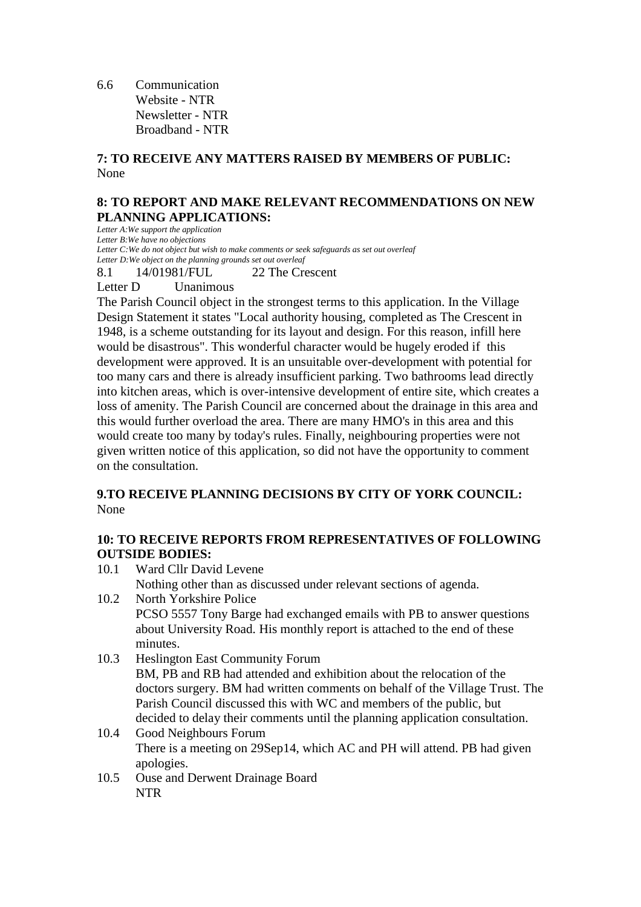6.6 Communication
Website - NTR
Newsletter - NTR
Broadband - NTR

**7: TO RECEIVE ANY MATTERS RAISED BY MEMBERS OF PUBLIC:**
None

**8: TO REPORT AND MAKE RELEVANT RECOMMENDATIONS ON NEW PLANNING APPLICATIONS:**

*Letter A:We support the application*
*Letter B:We have no objections*
*Letter C:We do not object but wish to make comments or seek safeguards as set out overleaf*
*Letter D:We object on the planning grounds set out overleaf*

8.1 14/01981/FUL 22 The Crescent
Letter D Unanimous

The Parish Council object in the strongest terms to this application. In the Village Design Statement it states "Local authority housing, completed as The Crescent in 1948, is a scheme outstanding for its layout and design. For this reason, infill here would be disastrous". This wonderful character would be hugely eroded if this development were approved. It is an unsuitable over-development with potential for too many cars and there is already insufficient parking. Two bathrooms lead directly into kitchen areas, which is over-intensive development of entire site, which creates a loss of amenity. The Parish Council are concerned about the drainage in this area and this would further overload the area. There are many HMO's in this area and this would create too many by today's rules. Finally, neighbouring properties were not given written notice of this application, so did not have the opportunity to comment on the consultation.

**9.TO RECEIVE PLANNING DECISIONS BY CITY OF YORK COUNCIL:**
None

**10: TO RECEIVE REPORTS FROM REPRESENTATIVES OF FOLLOWING OUTSIDE BODIES:**

10.1 Ward Cllr David Levene
Nothing other than as discussed under relevant sections of agenda.

10.2 North Yorkshire Police
PCSO 5557 Tony Barge had exchanged emails with PB to answer questions about University Road. His monthly report is attached to the end of these minutes.

10.3 Heslington East Community Forum
BM, PB and RB had attended and exhibition about the relocation of the doctors surgery. BM had written comments on behalf of the Village Trust. The Parish Council discussed this with WC and members of the public, but decided to delay their comments until the planning application consultation.

10.4 Good Neighbours Forum
There is a meeting on 29Sep14, which AC and PH will attend. PB had given apologies.

10.5 Ouse and Derwent Drainage Board
NTR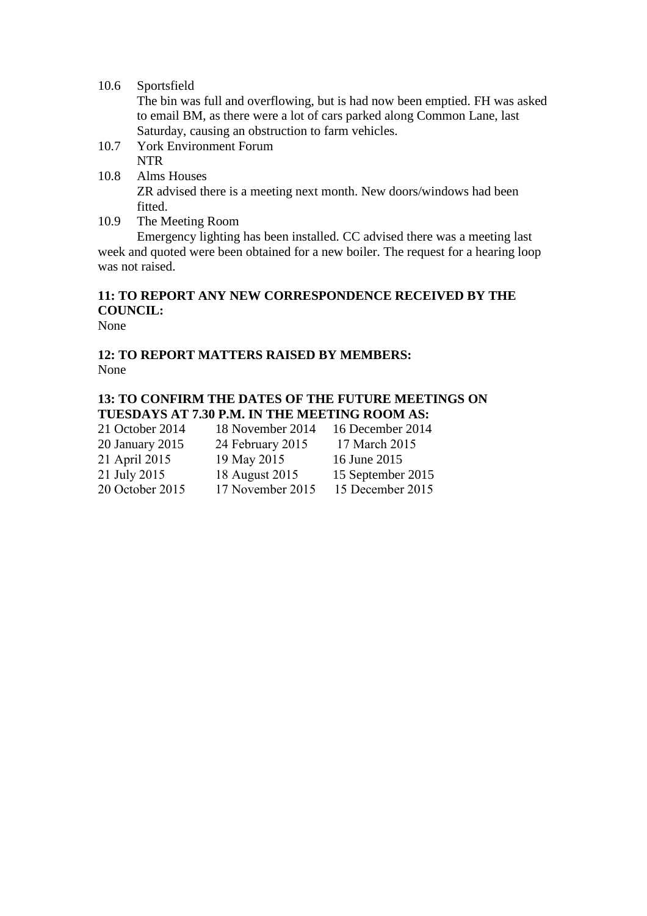10.6 Sportsfield
The bin was full and overflowing, but is had now been emptied. FH was asked to email BM, as there were a lot of cars parked along Common Lane, last Saturday, causing an obstruction to farm vehicles.

10.7 York Environment Forum
NTR

10.8 Alms Houses
ZR advised there is a meeting next month. New doors/windows had been fitted.

10.9 The Meeting Room
Emergency lighting has been installed. CC advised there was a meeting last week and quoted were been obtained for a new boiler. The request for a hearing loop was not raised.

**11: TO REPORT ANY NEW CORRESPONDENCE RECEIVED BY THE COUNCIL:**
None

**12: TO REPORT MATTERS RAISED BY MEMBERS:**
None

**13: TO CONFIRM THE DATES OF THE FUTURE MEETINGS ON TUESDAYS AT 7.30 P.M. IN THE MEETING ROOM AS:**

| | | |
|---|---|---|
| 21 October 2014 | 18 November 2014 | 16 December 2014 |
| 20 January 2015 | 24 February 2015 | 17 March 2015 |
| 21 April 2015 | 19 May 2015 | 16 June 2015 |
| 21 July 2015 | 18 August 2015 | 15 September 2015 |
| 20 October 2015 | 17 November 2015 | 15 December 2015 |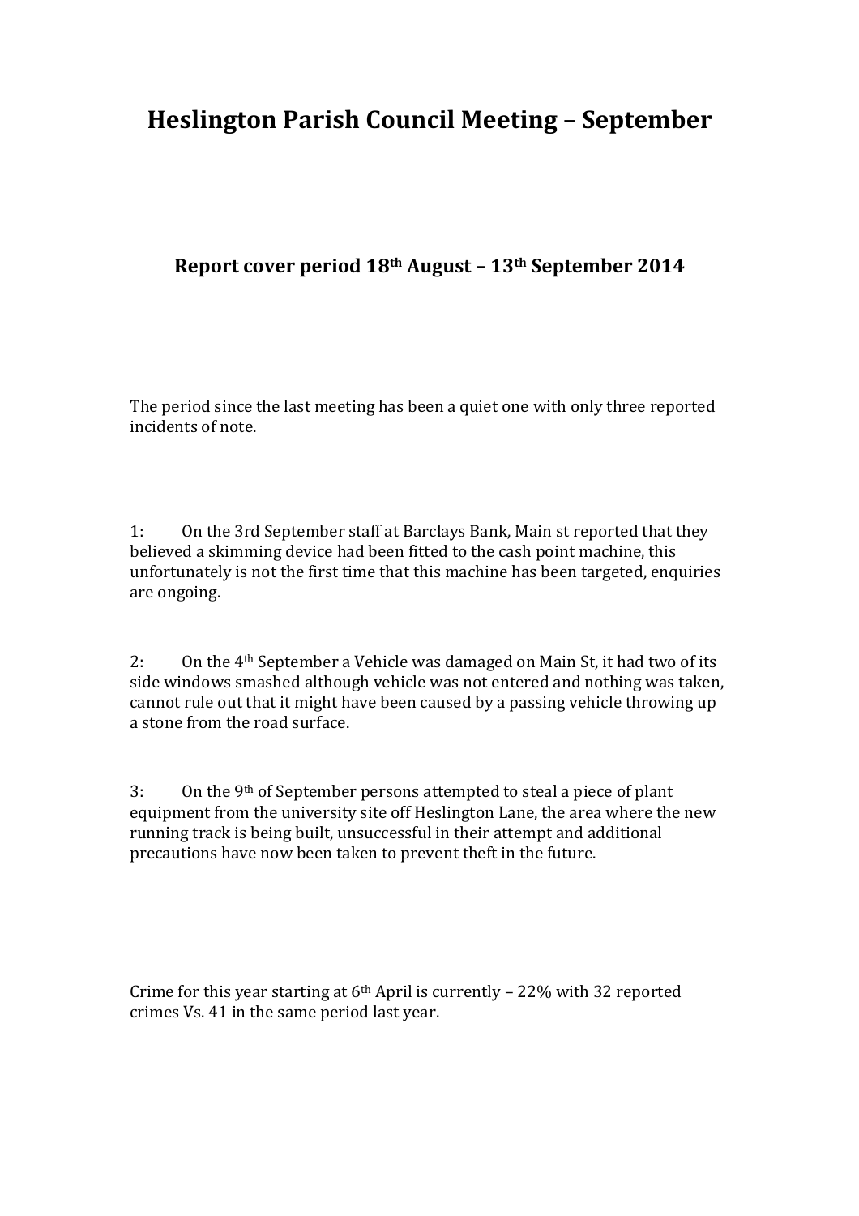# Heslington Parish Council Meeting – September

## Report cover period 18th August – 13th September 2014

The period since the last meeting has been a quiet one with only three reported incidents of note.

1: On the 3rd September staff at Barclays Bank, Main st reported that they believed a skimming device had been fitted to the cash point machine, this unfortunately is not the first time that this machine has been targeted, enquiries are ongoing.

2: On the 4th September a Vehicle was damaged on Main St, it had two of its side windows smashed although vehicle was not entered and nothing was taken, cannot rule out that it might have been caused by a passing vehicle throwing up a stone from the road surface.

3: On the 9th of September persons attempted to steal a piece of plant equipment from the university site off Heslington Lane, the area where the new running track is being built, unsuccessful in their attempt and additional precautions have now been taken to prevent theft in the future.

Crime for this year starting at 6th April is currently – 22% with 32 reported crimes Vs. 41 in the same period last year.